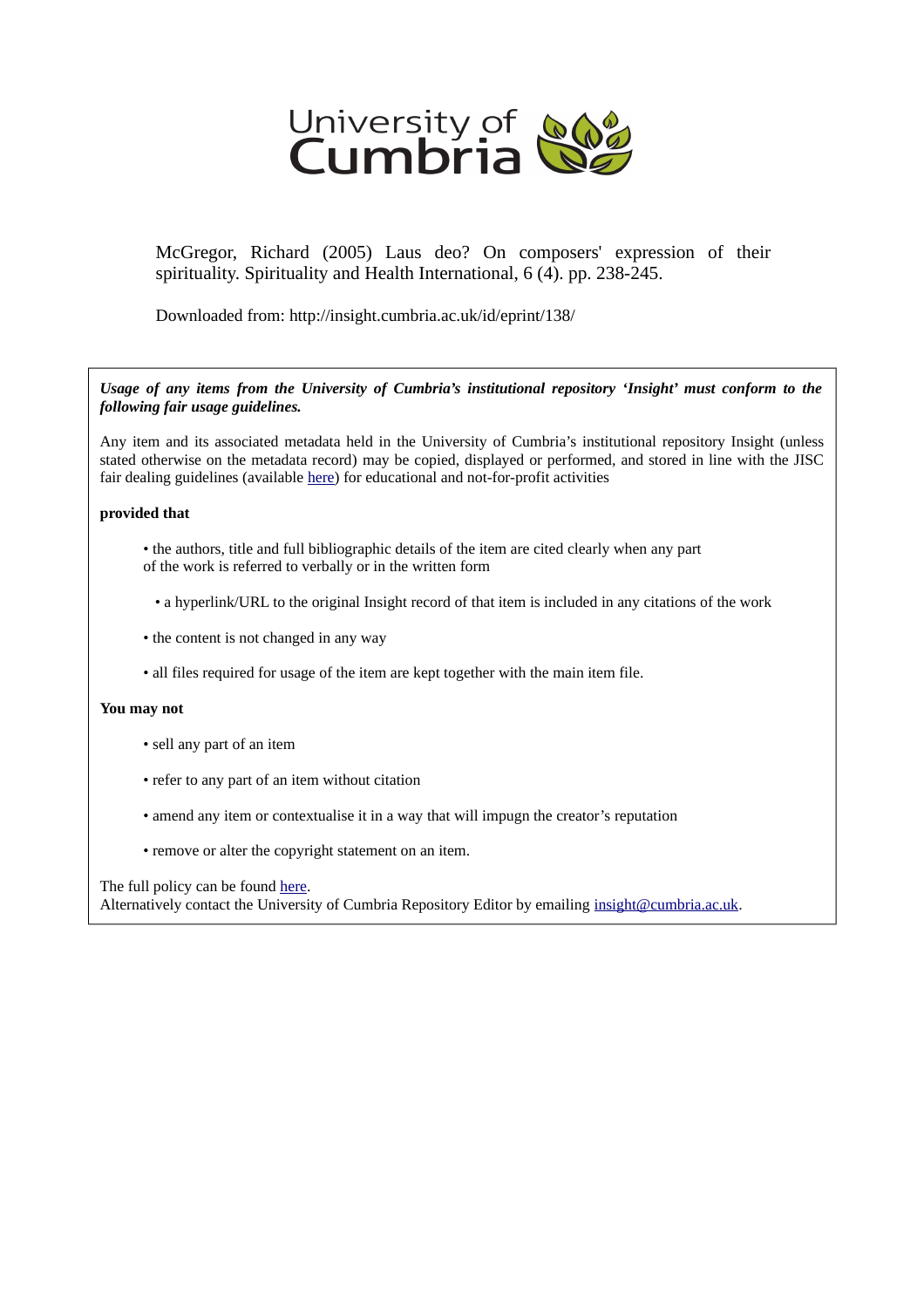University of Cumbria

McGregor, Richard (2005) Laus deo? On composers' expression of their spirituality. Spirituality and Health International, 6 (4). pp. 238-245.

Downloaded from: http://insight.cumbria.ac.uk/id/eprint/138/

***Usage of any items from the University of Cumbria's institutional repository 'Insight' must conform to the following fair usage guidelines.***

Any item and its associated metadata held in the University of Cumbria's institutional repository Insight (unless stated otherwise on the metadata record) may be copied, displayed or performed, and stored in line with the JISC fair dealing guidelines (available here) for educational and not-for-profit activities

**provided that**

- the authors, title and full bibliographic details of the item are cited clearly when any part of the work is referred to verbally or in the written form
- a hyperlink/URL to the original Insight record of that item is included in any citations of the work
- the content is not changed in any way
- all files required for usage of the item are kept together with the main item file.

**You may not**

- sell any part of an item
- refer to any part of an item without citation
- amend any item or contextualise it in a way that will impugn the creator's reputation
- remove or alter the copyright statement on an item.

The full policy can be found here.
Alternatively contact the University of Cumbria Repository Editor by emailing insight@cumbria.ac.uk.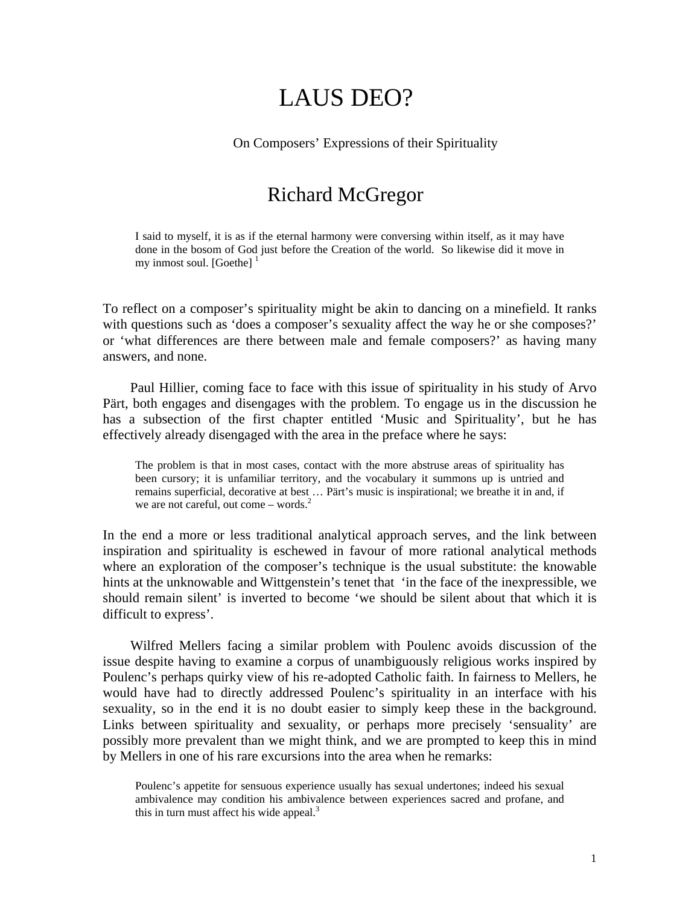# LAUS DEO?

On Composers' Expressions of their Spirituality

## Richard McGregor

> I said to myself, it is as if the eternal harmony were conversing within itself, as it may have done in the bosom of God just before the Creation of the world. So likewise did it move in my inmost soul. [Goethe] [1]

To reflect on a composer's spirituality might be akin to dancing on a minefield. It ranks with questions such as 'does a composer's sexuality affect the way he or she composes?' or 'what differences are there between male and female composers?' as having many answers, and none.

Paul Hillier, coming face to face with this issue of spirituality in his study of Arvo Pärt, both engages and disengages with the problem. To engage us in the discussion he has a subsection of the first chapter entitled 'Music and Spirituality', but he has effectively already disengaged with the area in the preface where he says:

> The problem is that in most cases, contact with the more abstruse areas of spirituality has been cursory; it is unfamiliar territory, and the vocabulary it summons up is untried and remains superficial, decorative at best … Pärt's music is inspirational; we breathe it in and, if we are not careful, out come – words.[2]

In the end a more or less traditional analytical approach serves, and the link between inspiration and spirituality is eschewed in favour of more rational analytical methods where an exploration of the composer's technique is the usual substitute: the knowable hints at the unknowable and Wittgenstein's tenet that 'in the face of the inexpressible, we should remain silent' is inverted to become 'we should be silent about that which it is difficult to express'.

Wilfred Mellers facing a similar problem with Poulenc avoids discussion of the issue despite having to examine a corpus of unambiguously religious works inspired by Poulenc's perhaps quirky view of his re-adopted Catholic faith. In fairness to Mellers, he would have had to directly addressed Poulenc's spirituality in an interface with his sexuality, so in the end it is no doubt easier to simply keep these in the background. Links between spirituality and sexuality, or perhaps more precisely 'sensuality' are possibly more prevalent than we might think, and we are prompted to keep this in mind by Mellers in one of his rare excursions into the area when he remarks:

> Poulenc's appetite for sensuous experience usually has sexual undertones; indeed his sexual ambivalence may condition his ambivalence between experiences sacred and profane, and this in turn must affect his wide appeal.[3]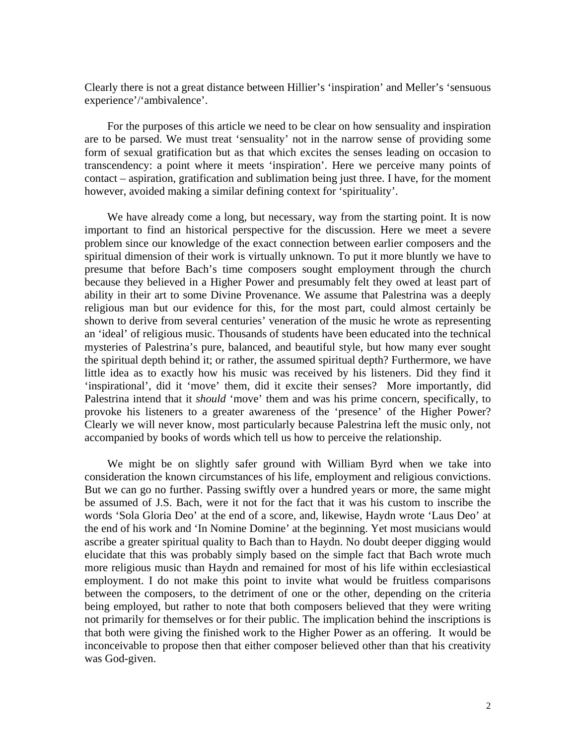Clearly there is not a great distance between Hillier's 'inspiration' and Meller's 'sensuous experience'/'ambivalence'.

For the purposes of this article we need to be clear on how sensuality and inspiration are to be parsed. We must treat 'sensuality' not in the narrow sense of providing some form of sexual gratification but as that which excites the senses leading on occasion to transcendency: a point where it meets 'inspiration'. Here we perceive many points of contact – aspiration, gratification and sublimation being just three. I have, for the moment however, avoided making a similar defining context for 'spirituality'.

We have already come a long, but necessary, way from the starting point. It is now important to find an historical perspective for the discussion. Here we meet a severe problem since our knowledge of the exact connection between earlier composers and the spiritual dimension of their work is virtually unknown. To put it more bluntly we have to presume that before Bach's time composers sought employment through the church because they believed in a Higher Power and presumably felt they owed at least part of ability in their art to some Divine Provenance. We assume that Palestrina was a deeply religious man but our evidence for this, for the most part, could almost certainly be shown to derive from several centuries' veneration of the music he wrote as representing an 'ideal' of religious music. Thousands of students have been educated into the technical mysteries of Palestrina's pure, balanced, and beautiful style, but how many ever sought the spiritual depth behind it; or rather, the assumed spiritual depth? Furthermore, we have little idea as to exactly how his music was received by his listeners. Did they find it 'inspirational', did it 'move' them, did it excite their senses? More importantly, did Palestrina intend that it *should* 'move' them and was his prime concern, specifically, to provoke his listeners to a greater awareness of the 'presence' of the Higher Power? Clearly we will never know, most particularly because Palestrina left the music only, not accompanied by books of words which tell us how to perceive the relationship.

We might be on slightly safer ground with William Byrd when we take into consideration the known circumstances of his life, employment and religious convictions. But we can go no further. Passing swiftly over a hundred years or more, the same might be assumed of J.S. Bach, were it not for the fact that it was his custom to inscribe the words 'Sola Gloria Deo' at the end of a score, and, likewise, Haydn wrote 'Laus Deo' at the end of his work and 'In Nomine Domine' at the beginning. Yet most musicians would ascribe a greater spiritual quality to Bach than to Haydn. No doubt deeper digging would elucidate that this was probably simply based on the simple fact that Bach wrote much more religious music than Haydn and remained for most of his life within ecclesiastical employment. I do not make this point to invite what would be fruitless comparisons between the composers, to the detriment of one or the other, depending on the criteria being employed, but rather to note that both composers believed that they were writing not primarily for themselves or for their public. The implication behind the inscriptions is that both were giving the finished work to the Higher Power as an offering. It would be inconceivable to propose then that either composer believed other than that his creativity was God-given.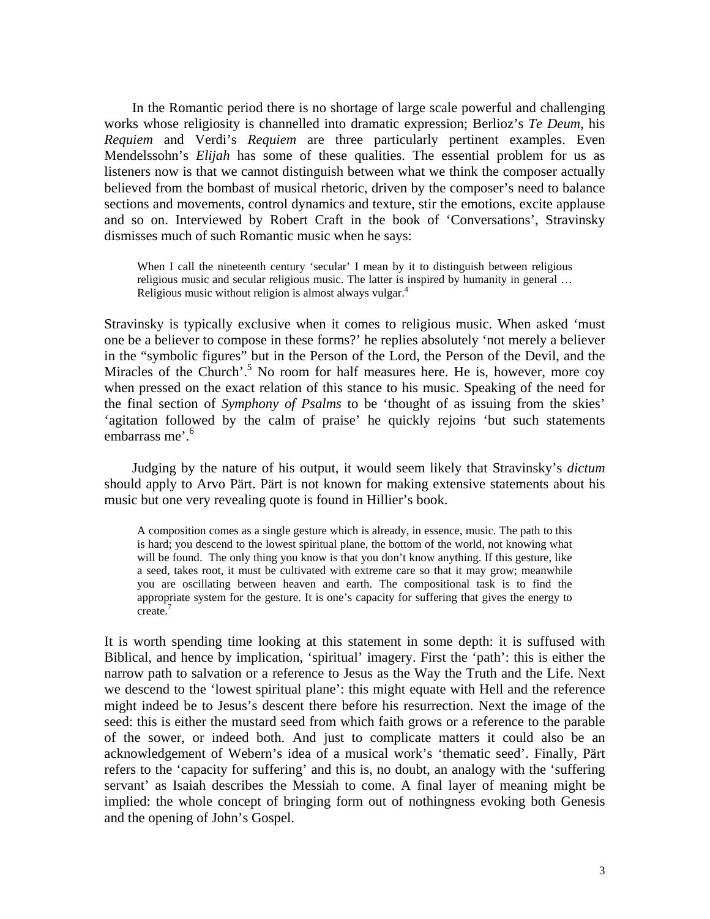In the Romantic period there is no shortage of large scale powerful and challenging works whose religiosity is channelled into dramatic expression; Berlioz's *Te Deum*, his *Requiem* and Verdi's *Requiem* are three particularly pertinent examples. Even Mendelssohn's *Elijah* has some of these qualities. The essential problem for us as listeners now is that we cannot distinguish between what we think the composer actually believed from the bombast of musical rhetoric, driven by the composer's need to balance sections and movements, control dynamics and texture, stir the emotions, excite applause and so on. Interviewed by Robert Craft in the book of 'Conversations', Stravinsky dismisses much of such Romantic music when he says:

> When I call the nineteenth century 'secular' I mean by it to distinguish between religious religious music and secular religious music. The latter is inspired by humanity in general … Religious music without religion is almost always vulgar.[4]

Stravinsky is typically exclusive when it comes to religious music. When asked 'must one be a believer to compose in these forms?' he replies absolutely 'not merely a believer in the "symbolic figures" but in the Person of the Lord, the Person of the Devil, and the Miracles of the Church'.[5] No room for half measures here. He is, however, more coy when pressed on the exact relation of this stance to his music. Speaking of the need for the final section of *Symphony of Psalms* to be 'thought of as issuing from the skies' 'agitation followed by the calm of praise' he quickly rejoins 'but such statements embarrass me'.[6]

Judging by the nature of his output, it would seem likely that Stravinsky's *dictum* should apply to Arvo Pärt. Pärt is not known for making extensive statements about his music but one very revealing quote is found in Hillier's book.

> A composition comes as a single gesture which is already, in essence, music. The path to this is hard; you descend to the lowest spiritual plane, the bottom of the world, not knowing what will be found. The only thing you know is that you don't know anything. If this gesture, like a seed, takes root, it must be cultivated with extreme care so that it may grow; meanwhile you are oscillating between heaven and earth. The compositional task is to find the appropriate system for the gesture. It is one's capacity for suffering that gives the energy to create.[7]

It is worth spending time looking at this statement in some depth: it is suffused with Biblical, and hence by implication, 'spiritual' imagery. First the 'path': this is either the narrow path to salvation or a reference to Jesus as the Way the Truth and the Life. Next we descend to the 'lowest spiritual plane': this might equate with Hell and the reference might indeed be to Jesus's descent there before his resurrection. Next the image of the seed: this is either the mustard seed from which faith grows or a reference to the parable of the sower, or indeed both. And just to complicate matters it could also be an acknowledgement of Webern's idea of a musical work's 'thematic seed'. Finally, Pärt refers to the 'capacity for suffering' and this is, no doubt, an analogy with the 'suffering servant' as Isaiah describes the Messiah to come. A final layer of meaning might be implied: the whole concept of bringing form out of nothingness evoking both Genesis and the opening of John's Gospel.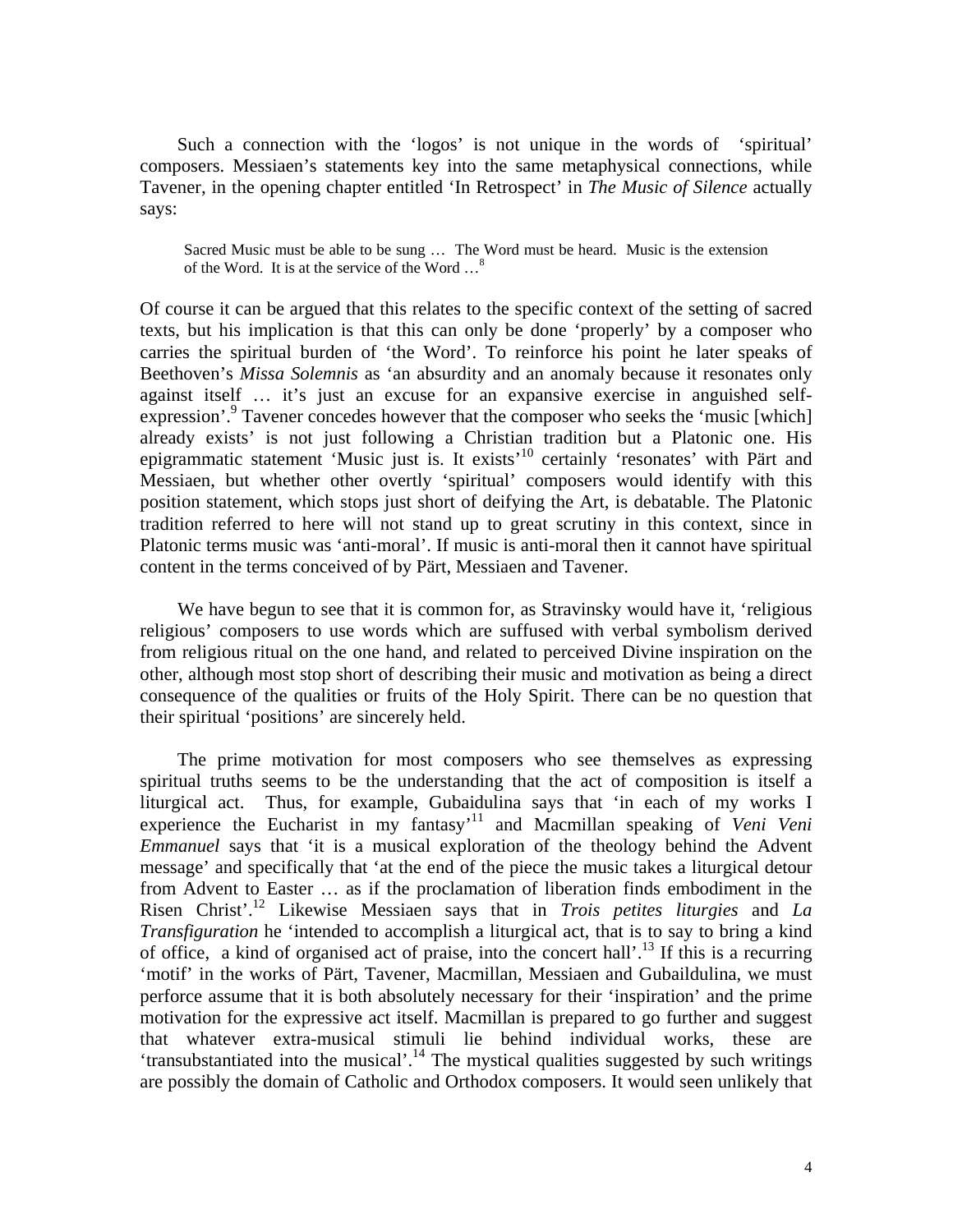Such a connection with the 'logos' is not unique in the words of 'spiritual' composers. Messiaen's statements key into the same metaphysical connections, while Tavener, in the opening chapter entitled 'In Retrospect' in *The Music of Silence* actually says:

> Sacred Music must be able to be sung … The Word must be heard. Music is the extension of the Word. It is at the service of the Word …[8]

Of course it can be argued that this relates to the specific context of the setting of sacred texts, but his implication is that this can only be done 'properly' by a composer who carries the spiritual burden of 'the Word'. To reinforce his point he later speaks of Beethoven's *Missa Solemnis* as 'an absurdity and an anomaly because it resonates only against itself … it's just an excuse for an expansive exercise in anguished self-expression'.[9] Tavener concedes however that the composer who seeks the 'music [which] already exists' is not just following a Christian tradition but a Platonic one. His epigrammatic statement 'Music just is. It exists'[10] certainly 'resonates' with Pärt and Messiaen, but whether other overtly 'spiritual' composers would identify with this position statement, which stops just short of deifying the Art, is debatable. The Platonic tradition referred to here will not stand up to great scrutiny in this context, since in Platonic terms music was 'anti-moral'. If music is anti-moral then it cannot have spiritual content in the terms conceived of by Pärt, Messiaen and Tavener.

We have begun to see that it is common for, as Stravinsky would have it, 'religious religious' composers to use words which are suffused with verbal symbolism derived from religious ritual on the one hand, and related to perceived Divine inspiration on the other, although most stop short of describing their music and motivation as being a direct consequence of the qualities or fruits of the Holy Spirit. There can be no question that their spiritual 'positions' are sincerely held.

The prime motivation for most composers who see themselves as expressing spiritual truths seems to be the understanding that the act of composition is itself a liturgical act. Thus, for example, Gubaidulina says that 'in each of my works I experience the Eucharist in my fantasy'[11] and Macmillan speaking of *Veni Veni Emmanuel* says that 'it is a musical exploration of the theology behind the Advent message' and specifically that 'at the end of the piece the music takes a liturgical detour from Advent to Easter … as if the proclamation of liberation finds embodiment in the Risen Christ'.[12] Likewise Messiaen says that in *Trois petites liturgies* and *La Transfiguration* he 'intended to accomplish a liturgical act, that is to say to bring a kind of office, a kind of organised act of praise, into the concert hall'.[13] If this is a recurring 'motif' in the works of Pärt, Tavener, Macmillan, Messiaen and Gubaildulina, we must perforce assume that it is both absolutely necessary for their 'inspiration' and the prime motivation for the expressive act itself. Macmillan is prepared to go further and suggest that whatever extra-musical stimuli lie behind individual works, these are 'transubstantiated into the musical'.[14] The mystical qualities suggested by such writings are possibly the domain of Catholic and Orthodox composers. It would seen unlikely that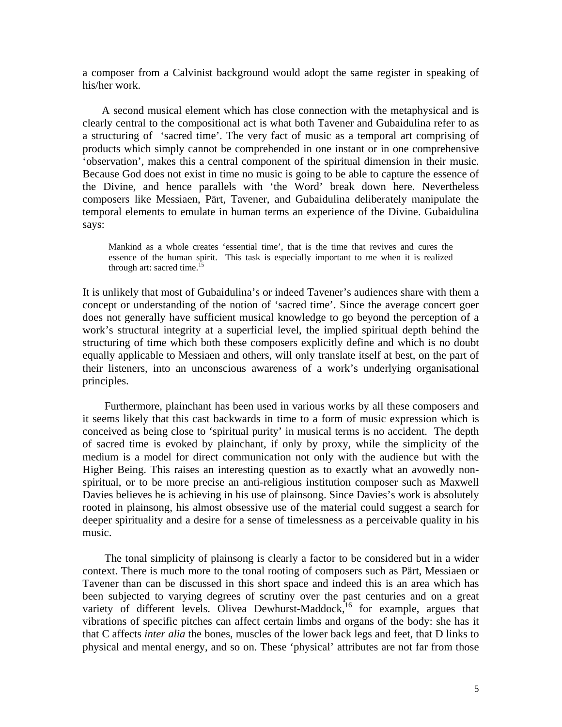a composer from a Calvinist background would adopt the same register in speaking of his/her work.

A second musical element which has close connection with the metaphysical and is clearly central to the compositional act is what both Tavener and Gubaidulina refer to as a structuring of 'sacred time'. The very fact of music as a temporal art comprising of products which simply cannot be comprehended in one instant or in one comprehensive 'observation', makes this a central component of the spiritual dimension in their music. Because God does not exist in time no music is going to be able to capture the essence of the Divine, and hence parallels with 'the Word' break down here. Nevertheless composers like Messiaen, Pärt, Tavener, and Gubaidulina deliberately manipulate the temporal elements to emulate in human terms an experience of the Divine. Gubaidulina says:

> Mankind as a whole creates 'essential time', that is the time that revives and cures the essence of the human spirit. This task is especially important to me when it is realized through art: sacred time.[15]

It is unlikely that most of Gubaidulina's or indeed Tavener's audiences share with them a concept or understanding of the notion of 'sacred time'. Since the average concert goer does not generally have sufficient musical knowledge to go beyond the perception of a work's structural integrity at a superficial level, the implied spiritual depth behind the structuring of time which both these composers explicitly define and which is no doubt equally applicable to Messiaen and others, will only translate itself at best, on the part of their listeners, into an unconscious awareness of a work's underlying organisational principles.

Furthermore, plainchant has been used in various works by all these composers and it seems likely that this cast backwards in time to a form of music expression which is conceived as being close to 'spiritual purity' in musical terms is no accident. The depth of sacred time is evoked by plainchant, if only by proxy, while the simplicity of the medium is a model for direct communication not only with the audience but with the Higher Being. This raises an interesting question as to exactly what an avowedly non-spiritual, or to be more precise an anti-religious institution composer such as Maxwell Davies believes he is achieving in his use of plainsong. Since Davies's work is absolutely rooted in plainsong, his almost obsessive use of the material could suggest a search for deeper spirituality and a desire for a sense of timelessness as a perceivable quality in his music.

The tonal simplicity of plainsong is clearly a factor to be considered but in a wider context. There is much more to the tonal rooting of composers such as Pärt, Messiaen or Tavener than can be discussed in this short space and indeed this is an area which has been subjected to varying degrees of scrutiny over the past centuries and on a great variety of different levels. Olivea Dewhurst-Maddock,[16] for example, argues that vibrations of specific pitches can affect certain limbs and organs of the body: she has it that C affects *inter alia* the bones, muscles of the lower back legs and feet, that D links to physical and mental energy, and so on. These 'physical' attributes are not far from those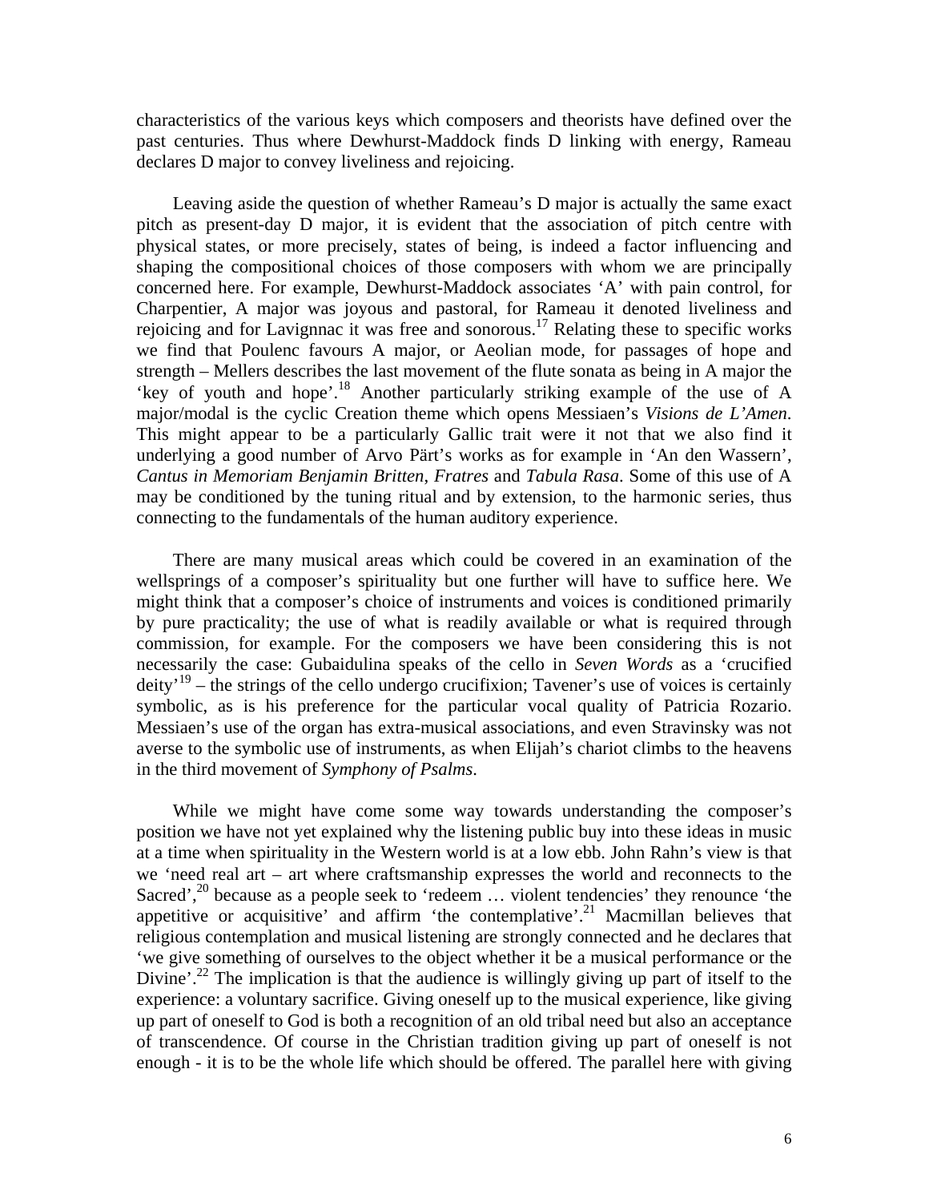characteristics of the various keys which composers and theorists have defined over the past centuries. Thus where Dewhurst-Maddock finds D linking with energy, Rameau declares D major to convey liveliness and rejoicing.

Leaving aside the question of whether Rameau's D major is actually the same exact pitch as present-day D major, it is evident that the association of pitch centre with physical states, or more precisely, states of being, is indeed a factor influencing and shaping the compositional choices of those composers with whom we are principally concerned here. For example, Dewhurst-Maddock associates 'A' with pain control, for Charpentier, A major was joyous and pastoral, for Rameau it denoted liveliness and rejoicing and for Lavignnac it was free and sonorous.[17] Relating these to specific works we find that Poulenc favours A major, or Aeolian mode, for passages of hope and strength – Mellers describes the last movement of the flute sonata as being in A major the 'key of youth and hope'.[18] Another particularly striking example of the use of A major/modal is the cyclic Creation theme which opens Messiaen's *Visions de L'Amen*. This might appear to be a particularly Gallic trait were it not that we also find it underlying a good number of Arvo Pärt's works as for example in 'An den Wassern', *Cantus in Memoriam Benjamin Britten*, *Fratres* and *Tabula Rasa*. Some of this use of A may be conditioned by the tuning ritual and by extension, to the harmonic series, thus connecting to the fundamentals of the human auditory experience.

There are many musical areas which could be covered in an examination of the wellsprings of a composer's spirituality but one further will have to suffice here. We might think that a composer's choice of instruments and voices is conditioned primarily by pure practicality; the use of what is readily available or what is required through commission, for example. For the composers we have been considering this is not necessarily the case: Gubaidulina speaks of the cello in *Seven Words* as a 'crucified deity'[19] – the strings of the cello undergo crucifixion; Tavener's use of voices is certainly symbolic, as is his preference for the particular vocal quality of Patricia Rozario. Messiaen's use of the organ has extra-musical associations, and even Stravinsky was not averse to the symbolic use of instruments, as when Elijah's chariot climbs to the heavens in the third movement of *Symphony of Psalms*.

While we might have come some way towards understanding the composer's position we have not yet explained why the listening public buy into these ideas in music at a time when spirituality in the Western world is at a low ebb. John Rahn's view is that we 'need real art – art where craftsmanship expresses the world and reconnects to the Sacred',[20] because as a people seek to 'redeem … violent tendencies' they renounce 'the appetitive or acquisitive' and affirm 'the contemplative'.[21] Macmillan believes that religious contemplation and musical listening are strongly connected and he declares that 'we give something of ourselves to the object whether it be a musical performance or the Divine'.[22] The implication is that the audience is willingly giving up part of itself to the experience: a voluntary sacrifice. Giving oneself up to the musical experience, like giving up part of oneself to God is both a recognition of an old tribal need but also an acceptance of transcendence. Of course in the Christian tradition giving up part of oneself is not enough - it is to be the whole life which should be offered. The parallel here with giving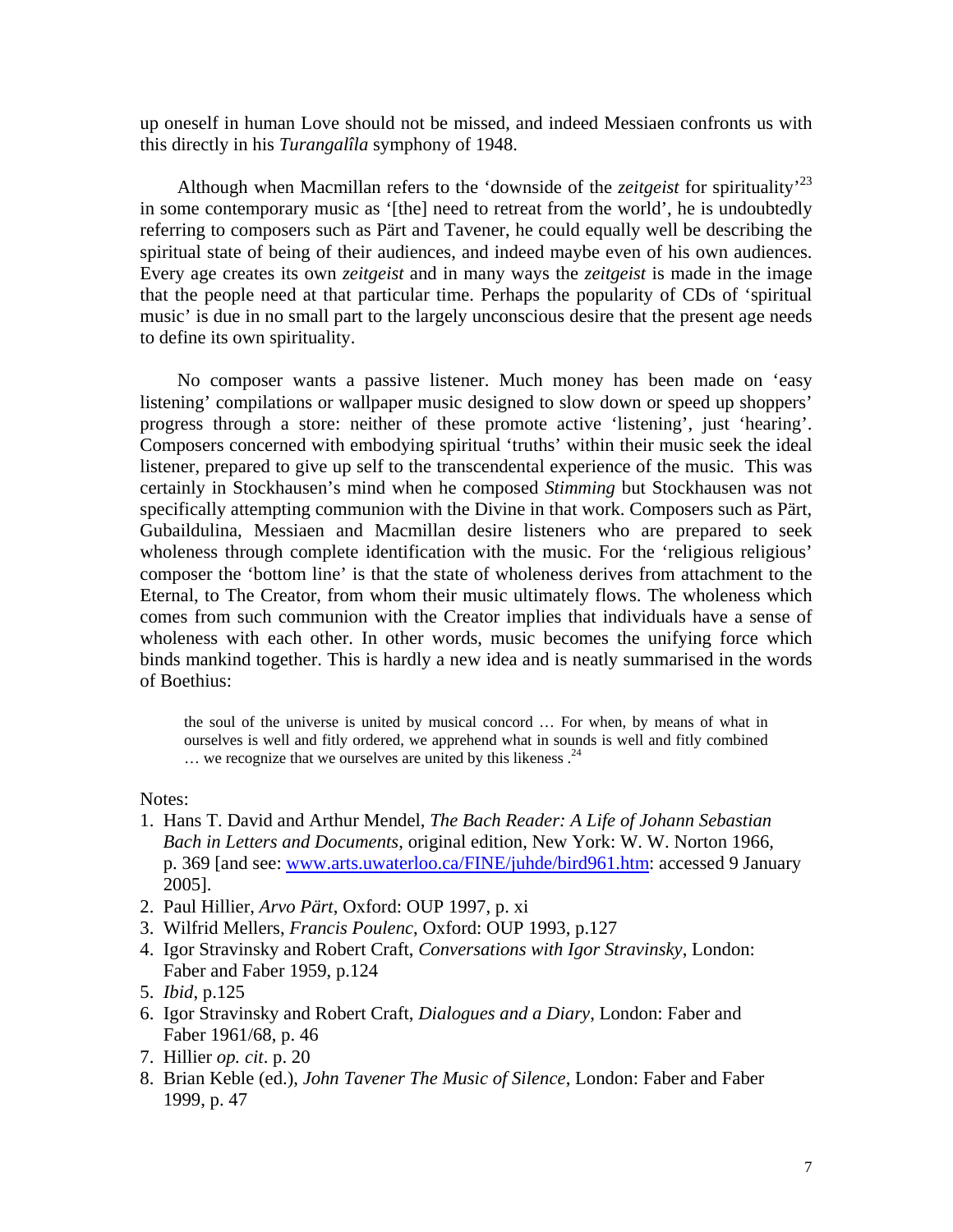up oneself in human Love should not be missed, and indeed Messiaen confronts us with this directly in his *Turangalîla* symphony of 1948.

Although when Macmillan refers to the 'downside of the *zeitgeist* for spirituality'[23] in some contemporary music as '[the] need to retreat from the world', he is undoubtedly referring to composers such as Pärt and Tavener, he could equally well be describing the spiritual state of being of their audiences, and indeed maybe even of his own audiences. Every age creates its own *zeitgeist* and in many ways the *zeitgeist* is made in the image that the people need at that particular time. Perhaps the popularity of CDs of 'spiritual music' is due in no small part to the largely unconscious desire that the present age needs to define its own spirituality.

No composer wants a passive listener. Much money has been made on 'easy listening' compilations or wallpaper music designed to slow down or speed up shoppers' progress through a store: neither of these promote active 'listening', just 'hearing'. Composers concerned with embodying spiritual 'truths' within their music seek the ideal listener, prepared to give up self to the transcendental experience of the music. This was certainly in Stockhausen's mind when he composed *Stimming* but Stockhausen was not specifically attempting communion with the Divine in that work. Composers such as Pärt, Gubaildulina, Messiaen and Macmillan desire listeners who are prepared to seek wholeness through complete identification with the music. For the 'religious religious' composer the 'bottom line' is that the state of wholeness derives from attachment to the Eternal, to The Creator, from whom their music ultimately flows. The wholeness which comes from such communion with the Creator implies that individuals have a sense of wholeness with each other. In other words, music becomes the unifying force which binds mankind together. This is hardly a new idea and is neatly summarised in the words of Boethius:

> the soul of the universe is united by musical concord … For when, by means of what in ourselves is well and fitly ordered, we apprehend what in sounds is well and fitly combined … we recognize that we ourselves are united by this likeness .[24]

Notes:

1. Hans T. David and Arthur Mendel, *The Bach Reader: A Life of Johann Sebastian Bach in Letters and Documents*, original edition, New York: W. W. Norton 1966, p. 369 [and see: www.arts.uwaterloo.ca/FINE/juhde/bird961.htm: accessed 9 January 2005].
2. Paul Hillier, *Arvo Pärt*, Oxford: OUP 1997, p. xi
3. Wilfrid Mellers, *Francis Poulenc*, Oxford: OUP 1993, p.127
4. Igor Stravinsky and Robert Craft, *Conversations with Igor Stravinsky*, London: Faber and Faber 1959, p.124
5. *Ibid*, p.125
6. Igor Stravinsky and Robert Craft, *Dialogues and a Diary*, London: Faber and Faber 1961/68, p. 46
7. Hillier *op. cit*. p. 20
8. Brian Keble (ed.), *John Tavener The Music of Silence*, London: Faber and Faber 1999, p. 47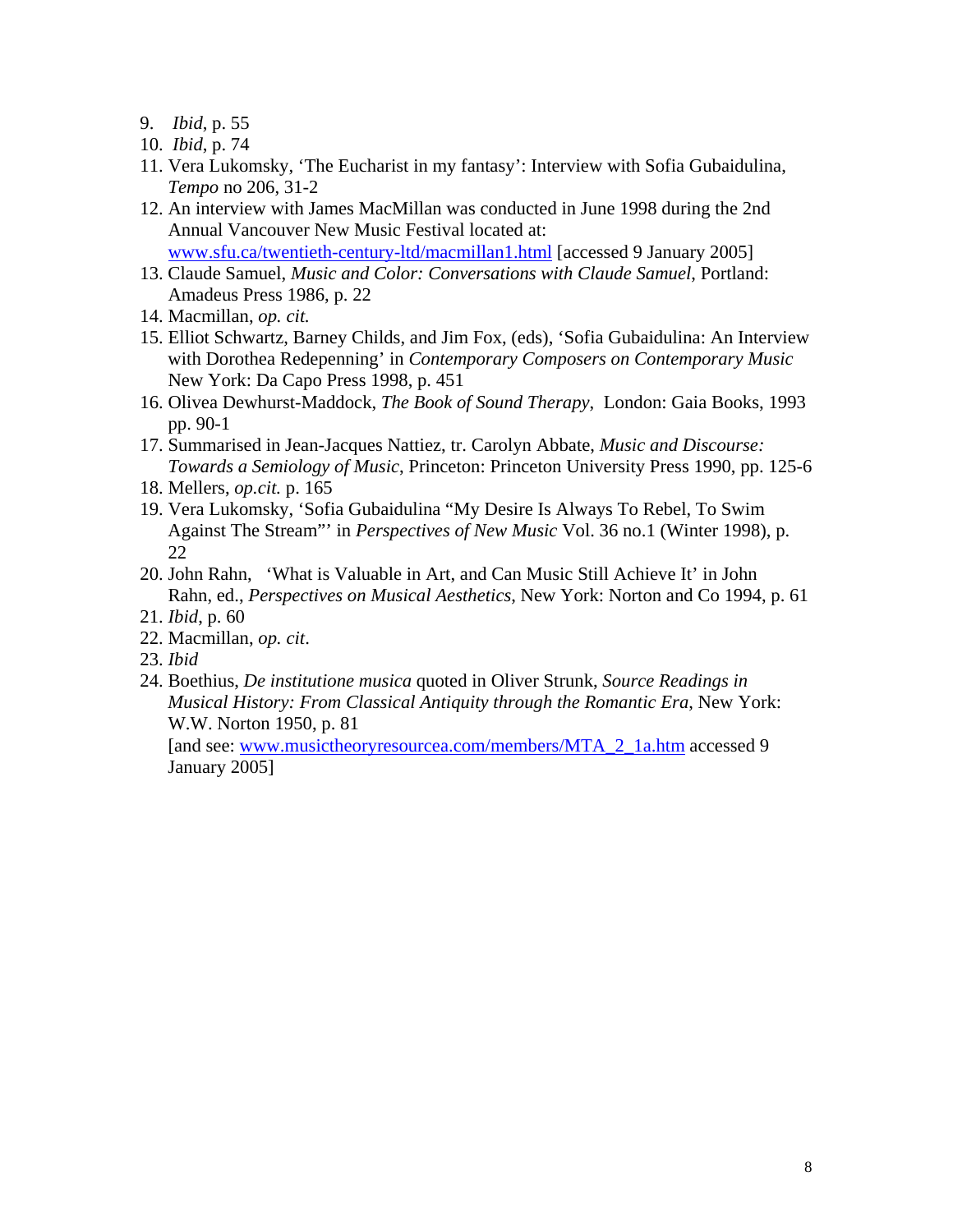9. *Ibid*, p. 55
10. *Ibid*, p. 74
11. Vera Lukomsky, 'The Eucharist in my fantasy': Interview with Sofia Gubaidulina, *Tempo* no 206, 31-2
12. An interview with James MacMillan was conducted in June 1998 during the 2nd Annual Vancouver New Music Festival located at: www.sfu.ca/twentieth-century-ltd/macmillan1.html [accessed 9 January 2005]
13. Claude Samuel, *Music and Color: Conversations with Claude Samuel*, Portland: Amadeus Press 1986, p. 22
14. Macmillan, *op. cit.*
15. Elliot Schwartz, Barney Childs, and Jim Fox, (eds), 'Sofia Gubaidulina: An Interview with Dorothea Redepenning' in *Contemporary Composers on Contemporary Music* New York: Da Capo Press 1998, p. 451
16. Olivea Dewhurst-Maddock, *The Book of Sound Therapy*, London: Gaia Books, 1993 pp. 90-1
17. Summarised in Jean-Jacques Nattiez, tr. Carolyn Abbate, *Music and Discourse: Towards a Semiology of Music*, Princeton: Princeton University Press 1990, pp. 125-6
18. Mellers, *op.cit.* p. 165
19. Vera Lukomsky, 'Sofia Gubaidulina "My Desire Is Always To Rebel, To Swim Against The Stream"' in *Perspectives of New Music* Vol. 36 no.1 (Winter 1998), p. 22
20. John Rahn, 'What is Valuable in Art, and Can Music Still Achieve It' in John Rahn, ed., *Perspectives on Musical Aesthetics*, New York: Norton and Co 1994, p. 61
21. *Ibid*, p. 60
22. Macmillan, *op. cit*.
23. *Ibid*
24. Boethius, *De institutione musica* quoted in Oliver Strunk, *Source Readings in Musical History: From Classical Antiquity through the Romantic Era*, New York: W.W. Norton 1950, p. 81
    [and see: www.musictheoryresourcea.com/members/MTA_2_1a.htm accessed 9 January 2005]